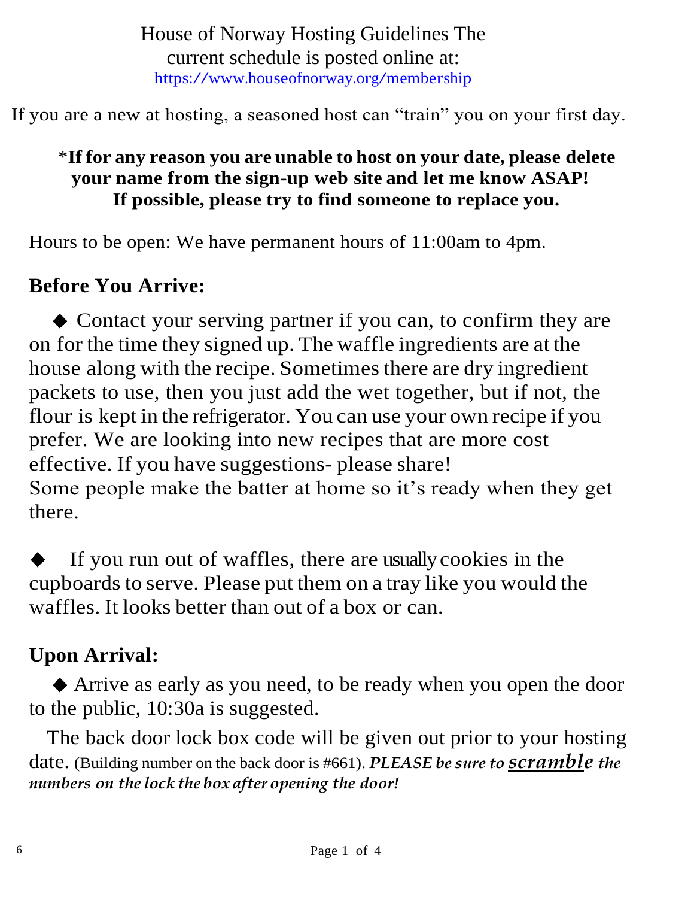House of Norway Hosting Guidelines The current schedule is posted online at: https://www.houseofnorway.org/membership

If you are a new at hosting, a seasoned host can "train" you on your first day.

*__If for any reason you are unable to host on your date, please delete your name from the sign-up web site and let me know ASAP! If possible, please try to find someone to replace you.__

Hours to be open: We have permanent hours of 11:00am to 4pm.

## Before You Arrive:

◆ Contact your serving partner if you can, to confirm they are on for the time they signed up. The waffle ingredients are at the house along with the recipe. Sometimes there are dry ingredient packets to use, then you just add the wet together, but if not, the flour is kept in the refrigerator. You can use your own recipe if you prefer. We are looking into new recipes that are more cost effective. If you have suggestions- please share!
Some people make the batter at home so it's ready when they get there.

◆ If you run out of waffles, there are usually cookies in the cupboards to serve. Please put them on a tray like you would the waffles. It looks better than out of a box or can.

## Upon Arrival:

◆ Arrive as early as you need, to be ready when you open the door to the public, 10:30a is suggested.

The back door lock box code will be given out prior to your hosting date. (Building number on the back door is #661). ***PLEASE be sure to scramble the numbers on the lock the box after opening the door!***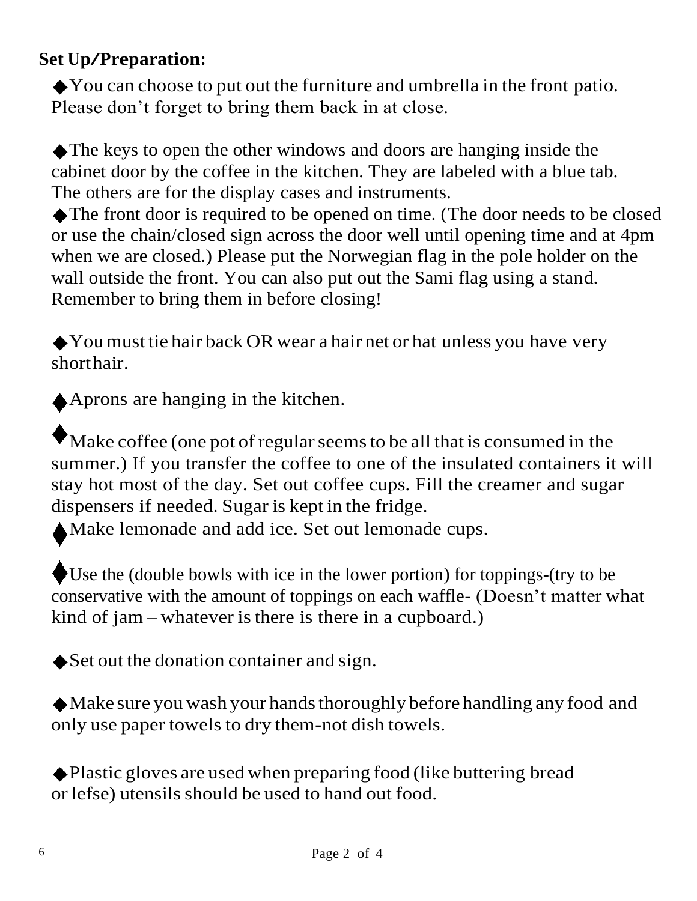**Set Up/Preparation:**

- You can choose to put out the furniture and umbrella in the front patio. Please don't forget to bring them back in at close.

- The keys to open the other windows and doors are hanging inside the cabinet door by the coffee in the kitchen. They are labeled with a blue tab. The others are for the display cases and instruments.
- The front door is required to be opened on time. (The door needs to be closed or use the chain/closed sign across the door well until opening time and at 4pm when we are closed.) Please put the Norwegian flag in the pole holder on the wall outside the front. You can also put out the Sami flag using a stand. Remember to bring them in before closing!

- You must tie hair back OR wear a hair net or hat unless you have very short hair.

- Aprons are hanging in the kitchen.

- Make coffee (one pot of regular seems to be all that is consumed in the summer.) If you transfer the coffee to one of the insulated containers it will stay hot most of the day. Set out coffee cups. Fill the creamer and sugar dispensers if needed. Sugar is kept in the fridge.
- Make lemonade and add ice. Set out lemonade cups.

- Use the (double bowls with ice in the lower portion) for toppings-(try to be conservative with the amount of toppings on each waffle- (Doesn't matter what kind of jam – whatever is there is there in a cupboard.)

- Set out the donation container and sign.

- Make sure you wash your hands thoroughly before handling any food and only use paper towels to dry them-not dish towels.

- Plastic gloves are used when preparing food (like buttering bread or lefse) utensils should be used to hand out food.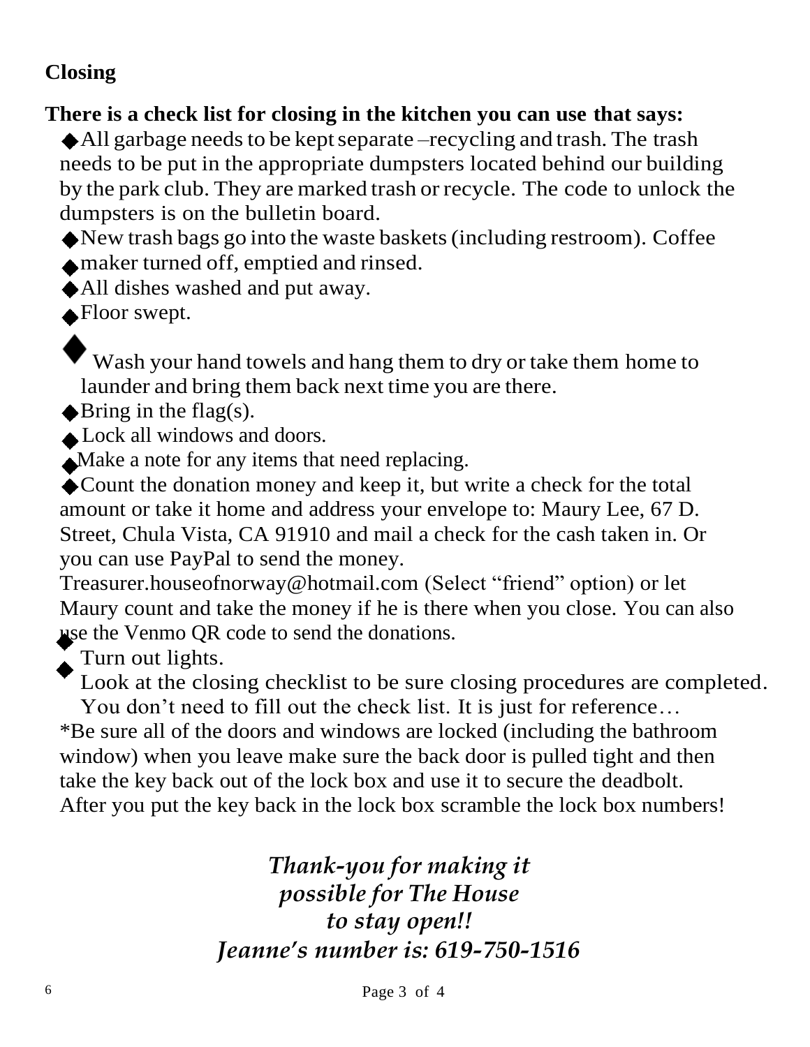**Closing**

**There is a check list for closing in the kitchen you can use that says:**

- All garbage needs to be kept separate –recycling and trash. The trash needs to be put in the appropriate dumpsters located behind our building by the park club. They are marked trash or recycle. The code to unlock the dumpsters is on the bulletin board.
- New trash bags go into the waste baskets (including restroom). Coffee
- maker turned off, emptied and rinsed.
- All dishes washed and put away.
- Floor swept.
- Wash your hand towels and hang them to dry or take them home to launder and bring them back next time you are there.
- Bring in the flag(s).
- Lock all windows and doors.
- Make a note for any items that need replacing.
- Count the donation money and keep it, but write a check for the total amount or take it home and address your envelope to: Maury Lee, 67 D. Street, Chula Vista, CA 91910 and mail a check for the cash taken in. Or you can use PayPal to send the money. Treasurer.houseofnorway@hotmail.com (Select "friend" option) or let Maury count and take the money if he is there when you close. You can also use the Venmo QR code to send the donations.
- Turn out lights.
- Look at the closing checklist to be sure closing procedures are completed. You don't need to fill out the check list. It is just for reference…

*Be sure all of the doors and windows are locked (including the bathroom window) when you leave make sure the back door is pulled tight and then take the key back out of the lock box and use it to secure the deadbolt. After you put the key back in the lock box scramble the lock box numbers!

***Thank-you for making it possible for The House to stay open!!***
***Jeanne's number is: 619-750-1516***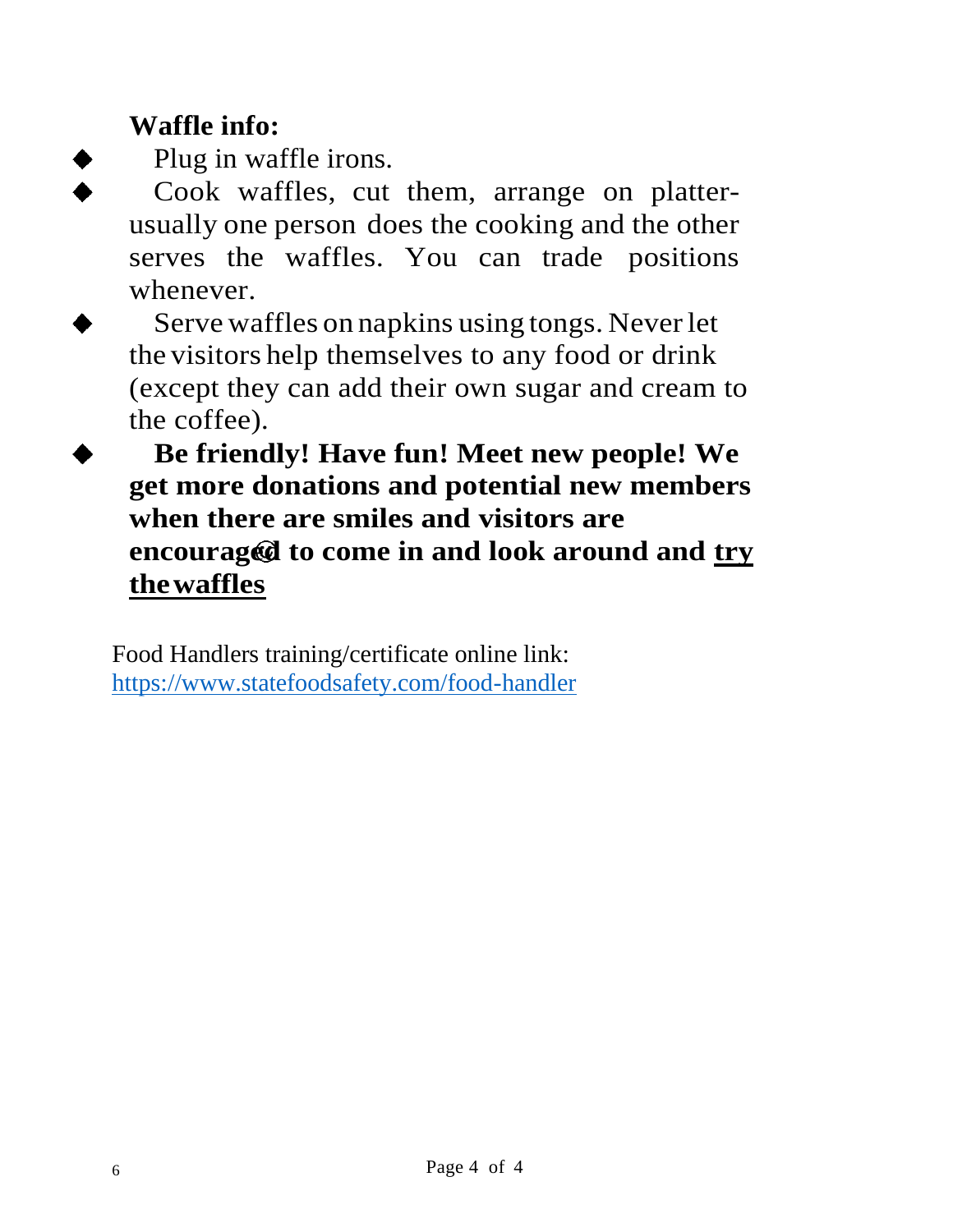**Waffle info:**

- Plug in waffle irons.
- Cook waffles, cut them, arrange on platter- usually one person does the cooking and the other serves the waffles. You can trade positions whenever.
- Serve waffles on napkins using tongs. Never let the visitors help themselves to any food or drink (except they can add their own sugar and cream to the coffee).
- **Be friendly! Have fun! Meet new people! We get more donations and potential new members when there are smiles and visitors are encouraged to come in and look around and <u>try the waffles</u>**

Food Handlers training/certificate online link:
https://www.statefoodsafety.com/food-handler